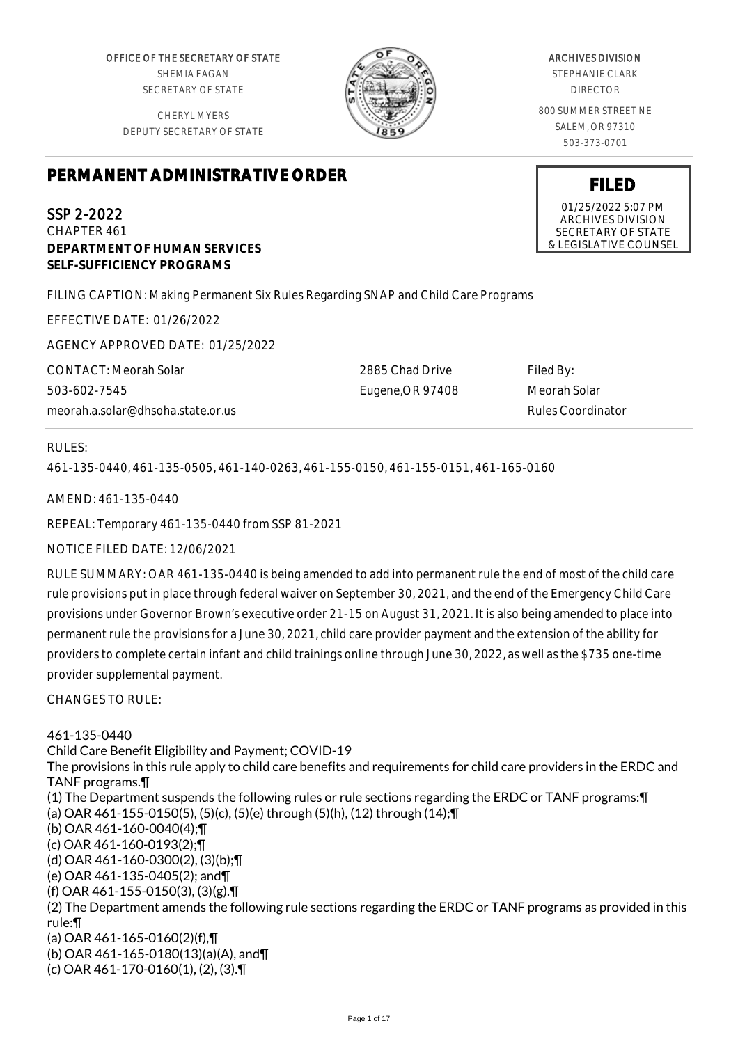OFFICE OF THE SECRETARY OF STATE
SHEMIA FAGAN
SECRETARY OF STATE

CHERYL MYERS
DEPUTY SECRETARY OF STATE

ARCHIVES DIVISION
STEPHANIE CLARK
DIRECTOR

800 SUMMER STREET NE
SALEM, OR 97310
503-373-0701

# PERMANENT ADMINISTRATIVE ORDER

**FILED**
01/25/2022 5:07 PM
ARCHIVES DIVISION
SECRETARY OF STATE
& LEGISLATIVE COUNSEL

SSP 2-2022
CHAPTER 461
**DEPARTMENT OF HUMAN SERVICES**
**SELF-SUFFICIENCY PROGRAMS**

FILING CAPTION: Making Permanent Six Rules Regarding SNAP and Child Care Programs

EFFECTIVE DATE: 01/26/2022

AGENCY APPROVED DATE: 01/25/2022

CONTACT: Meorah Solar
503-602-7545
meorah.a.solar@dhsoha.state.or.us

2885 Chad Drive
Eugene,OR 97408

Filed By:
Meorah Solar
Rules Coordinator

RULES:

461-135-0440, 461-135-0505, 461-140-0263, 461-155-0150, 461-155-0151, 461-165-0160

AMEND: 461-135-0440

REPEAL: Temporary 461-135-0440 from SSP 81-2021

NOTICE FILED DATE: 12/06/2021

RULE SUMMARY: OAR 461-135-0440 is being amended to add into permanent rule the end of most of the child care rule provisions put in place through federal waiver on September 30, 2021, and the end of the Emergency Child Care provisions under Governor Brown's executive order 21-15 on August 31, 2021. It is also being amended to place into permanent rule the provisions for a June 30, 2021, child care provider payment and the extension of the ability for providers to complete certain infant and child trainings online through June 30, 2022, as well as the $735 one-time provider supplemental payment.

CHANGES TO RULE:

461-135-0440
Child Care Benefit Eligibility and Payment; COVID-19
The provisions in this rule apply to child care benefits and requirements for child care providers in the ERDC and TANF programs.¶
(1) The Department suspends the following rules or rule sections regarding the ERDC or TANF programs:¶
(a) OAR 461-155-0150(5), (5)(c), (5)(e) through (5)(h), (12) through (14);¶
(b) OAR 461-160-0040(4);¶
(c) OAR 461-160-0193(2);¶
(d) OAR 461-160-0300(2), (3)(b);¶
(e) OAR 461-135-0405(2); and¶
(f) OAR 461-155-0150(3), (3)(g).¶
(2) The Department amends the following rule sections regarding the ERDC or TANF programs as provided in this rule:¶
(a) OAR 461-165-0160(2)(f),¶
(b) OAR 461-165-0180(13)(a)(A), and¶
(c) OAR 461-170-0160(1), (2), (3).¶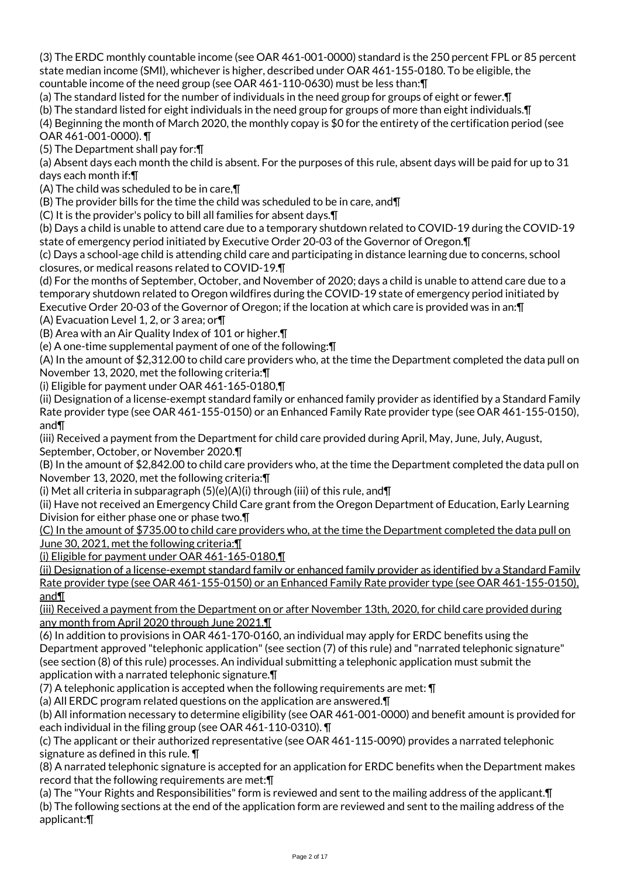(3) The ERDC monthly countable income (see OAR 461-001-0000) standard is the 250 percent FPL or 85 percent state median income (SMI), whichever is higher, described under OAR 461-155-0180. To be eligible, the countable income of the need group (see OAR 461-110-0630) must be less than:¶

(a) The standard listed for the number of individuals in the need group for groups of eight or fewer.¶

(b) The standard listed for eight individuals in the need group for groups of more than eight individuals.¶

(4) Beginning the month of March 2020, the monthly copay is $0 for the entirety of the certification period (see OAR 461-001-0000). ¶

(5) The Department shall pay for:¶

(a) Absent days each month the child is absent. For the purposes of this rule, absent days will be paid for up to 31 days each month if:¶

(A) The child was scheduled to be in care,¶

(B) The provider bills for the time the child was scheduled to be in care, and¶

(C) It is the provider's policy to bill all families for absent days.¶

(b) Days a child is unable to attend care due to a temporary shutdown related to COVID-19 during the COVID-19 state of emergency period initiated by Executive Order 20-03 of the Governor of Oregon.¶

(c) Days a school-age child is attending child care and participating in distance learning due to concerns, school closures, or medical reasons related to COVID-19.¶

(d) For the months of September, October, and November of 2020; days a child is unable to attend care due to a temporary shutdown related to Oregon wildfires during the COVID-19 state of emergency period initiated by Executive Order 20-03 of the Governor of Oregon; if the location at which care is provided was in an:¶

(A) Evacuation Level 1, 2, or 3 area; or¶

(B) Area with an Air Quality Index of 101 or higher.¶

(e) A one-time supplemental payment of one of the following:¶

(A) In the amount of $2,312.00 to child care providers who, at the time the Department completed the data pull on November 13, 2020, met the following criteria:¶

(i) Eligible for payment under OAR 461-165-0180,¶

(ii) Designation of a license-exempt standard family or enhanced family provider as identified by a Standard Family Rate provider type (see OAR 461-155-0150) or an Enhanced Family Rate provider type (see OAR 461-155-0150), and¶

(iii) Received a payment from the Department for child care provided during April, May, June, July, August, September, October, or November 2020.¶

(B) In the amount of $2,842.00 to child care providers who, at the time the Department completed the data pull on November 13, 2020, met the following criteria:¶

(i) Met all criteria in subparagraph (5)(e)(A)(i) through (iii) of this rule, and¶

(ii) Have not received an Emergency Child Care grant from the Oregon Department of Education, Early Learning Division for either phase one or phase two.¶

<u>(C) In the amount of $735.00 to child care providers who, at the time the Department completed the data pull on June 30, 2021, met the following criteria:¶</u>

<u>(i) Eligible for payment under OAR 461-165-0180,¶</u>

<u>(ii) Designation of a license-exempt standard family or enhanced family provider as identified by a Standard Family Rate provider type (see OAR 461-155-0150) or an Enhanced Family Rate provider type (see OAR 461-155-0150), and¶</u>

<u>(iii) Received a payment from the Department on or after November 13th, 2020, for child care provided during any month from April 2020 through June 2021.¶</u>

(6) In addition to provisions in OAR 461-170-0160, an individual may apply for ERDC benefits using the Department approved "telephonic application" (see section (7) of this rule) and "narrated telephonic signature" (see section (8) of this rule) processes. An individual submitting a telephonic application must submit the application with a narrated telephonic signature.¶

(7) A telephonic application is accepted when the following requirements are met: ¶

(a) All ERDC program related questions on the application are answered.¶

(b) All information necessary to determine eligibility (see OAR 461-001-0000) and benefit amount is provided for each individual in the filing group (see OAR 461-110-0310). ¶

(c) The applicant or their authorized representative (see OAR 461-115-0090) provides a narrated telephonic signature as defined in this rule. ¶

(8) A narrated telephonic signature is accepted for an application for ERDC benefits when the Department makes record that the following requirements are met:¶

(a) The "Your Rights and Responsibilities" form is reviewed and sent to the mailing address of the applicant.¶

(b) The following sections at the end of the application form are reviewed and sent to the mailing address of the applicant:¶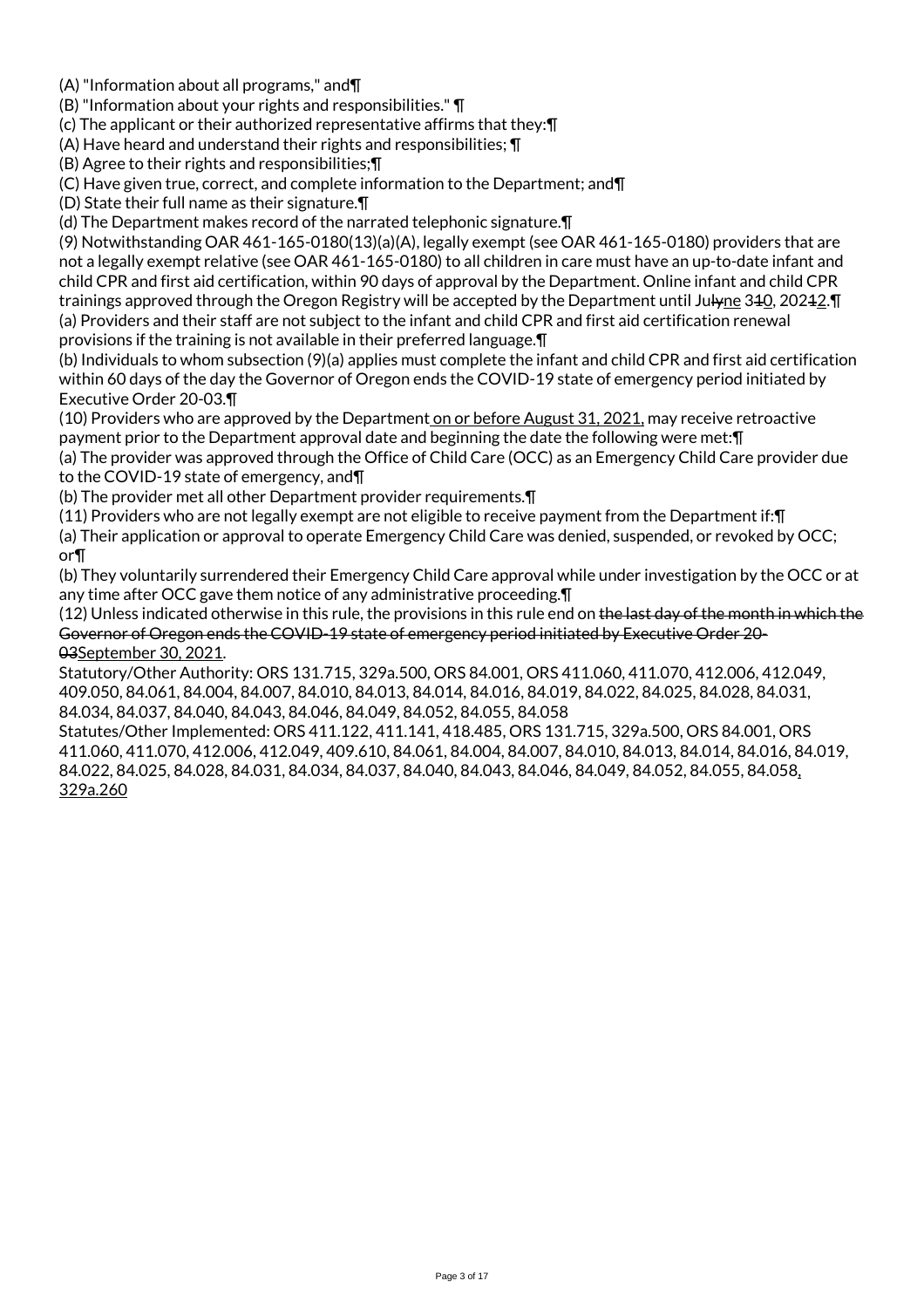(A) "Information about all programs," and¶

(B) "Information about your rights and responsibilities." ¶

(c) The applicant or their authorized representative affirms that they:¶

(A) Have heard and understand their rights and responsibilities; ¶

(B) Agree to their rights and responsibilities;¶

(C) Have given true, correct, and complete information to the Department; and¶

(D) State their full name as their signature.¶

(d) The Department makes record of the narrated telephonic signature.¶

(9) Notwithstanding OAR 461-165-0180(13)(a)(A), legally exempt (see OAR 461-165-0180) providers that are not a legally exempt relative (see OAR 461-165-0180) to all children in care must have an up-to-date infant and child CPR and first aid certification, within 90 days of approval by the Department. Online infant and child CPR trainings approved through the Oregon Registry will be accepted by the Department until Ju~~ly~~ne 3~~1~~0, 202~~1~~2.¶

(a) Providers and their staff are not subject to the infant and child CPR and first aid certification renewal provisions if the training is not available in their preferred language.¶

(b) Individuals to whom subsection (9)(a) applies must complete the infant and child CPR and first aid certification within 60 days of the day the Governor of Oregon ends the COVID-19 state of emergency period initiated by Executive Order 20-03.¶

(10) Providers who are approved by the Department on or before August 31, 2021, may receive retroactive payment prior to the Department approval date and beginning the date the following were met:¶

(a) The provider was approved through the Office of Child Care (OCC) as an Emergency Child Care provider due to the COVID-19 state of emergency, and¶

(b) The provider met all other Department provider requirements.¶

(11) Providers who are not legally exempt are not eligible to receive payment from the Department if:¶

(a) Their application or approval to operate Emergency Child Care was denied, suspended, or revoked by OCC; or¶

(b) They voluntarily surrendered their Emergency Child Care approval while under investigation by the OCC or at any time after OCC gave them notice of any administrative proceeding.¶

(12) Unless indicated otherwise in this rule, the provisions in this rule end on ~~the last day of the month in which the Governor of Oregon ends the COVID-19 state of emergency period initiated by Executive Order 20-03~~September 30, 2021.

Statutory/Other Authority: ORS 131.715, 329a.500, ORS 84.001, ORS 411.060, 411.070, 412.006, 412.049, 409.050, 84.061, 84.004, 84.007, 84.010, 84.013, 84.014, 84.016, 84.019, 84.022, 84.025, 84.028, 84.031, 84.034, 84.037, 84.040, 84.043, 84.046, 84.049, 84.052, 84.055, 84.058

Statutes/Other Implemented: ORS 411.122, 411.141, 418.485, ORS 131.715, 329a.500, ORS 84.001, ORS 411.060, 411.070, 412.006, 412.049, 409.610, 84.061, 84.004, 84.007, 84.010, 84.013, 84.014, 84.016, 84.019, 84.022, 84.025, 84.028, 84.031, 84.034, 84.037, 84.040, 84.043, 84.046, 84.049, 84.052, 84.055, 84.058, 329a.260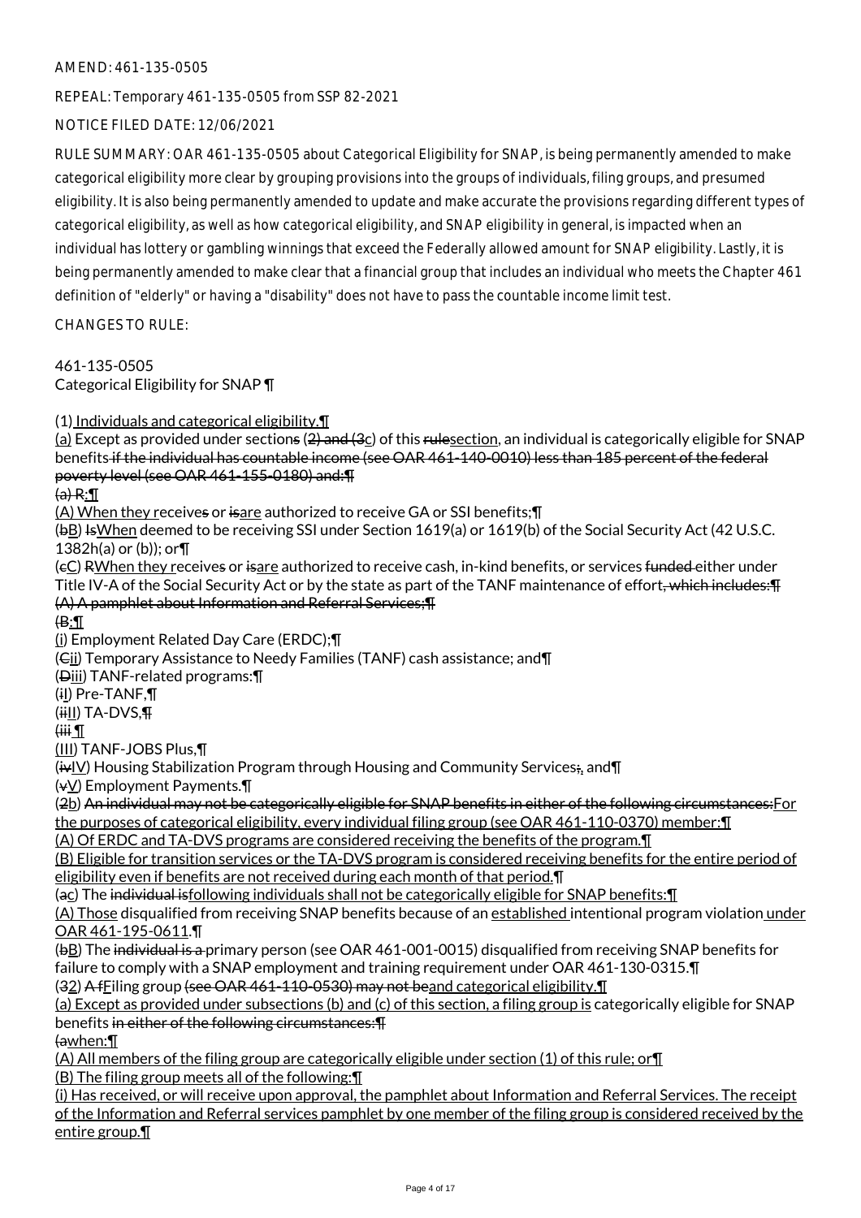AMEND: 461-135-0505

REPEAL: Temporary 461-135-0505 from SSP 82-2021

NOTICE FILED DATE: 12/06/2021

RULE SUMMARY: OAR 461-135-0505 about Categorical Eligibility for SNAP, is being permanently amended to make categorical eligibility more clear by grouping provisions into the groups of individuals, filing groups, and presumed eligibility. It is also being permanently amended to update and make accurate the provisions regarding different types of categorical eligibility, as well as how categorical eligibility, and SNAP eligibility in general, is impacted when an individual has lottery or gambling winnings that exceed the Federally allowed amount for SNAP eligibility. Lastly, it is being permanently amended to make clear that a financial group that includes an individual who meets the Chapter 461 definition of "elderly" or having a "disability" does not have to pass the countable income limit test.

CHANGES TO RULE:

461-135-0505
Categorical Eligibility for SNAP ¶

(1) <u>Individuals and categorical eligibility.¶</u>
<u>(a)</u> Except as provided under section~~s~~ ~~(2) and (3~~<u>c</u>) of this ~~rule~~<u>section</u>, an individual is categorically eligible for SNAP benefits ~~if the individual has countable income (see OAR 461-140-0010) less than 185 percent of the federal poverty level (see OAR 461-155-0180) and:¶~~
~~(a) R:¶~~
<u>(A) When they</u> receive~~s~~ or ~~is~~<u>are</u> authorized to receive GA or SSI benefits;¶
(~~b~~<u>B</u>) ~~Is~~<u>When</u> deemed to be receiving SSI under Section 1619(a) or 1619(b) of the Social Security Act (42 U.S.C. 1382h(a) or (b)); or¶
(~~c~~<u>C</u>) ~~R~~<u>When they r</u>eceive~~s~~ or ~~is~~<u>are</u> authorized to receive cash, in-kind benefits, or services ~~funded~~ either under Title IV-A of the Social Security Act or by the state as part of the TANF maintenance of effort~~, which includes:¶~~
~~(A) A pamphlet about Information and Referral Services;¶~~
~~(B:¶~~
<u>(i)</u> Employment Related Day Care (ERDC);¶
(~~C~~<u>ii</u>) Temporary Assistance to Needy Families (TANF) cash assistance; and¶
(~~D~~<u>iii</u>) TANF-related programs:¶
(~~i~~<u>I</u>) Pre-TANF,¶
(~~ii~~<u>II</u>) TA-DVS,~~¶~~
~~(iii ¶~~
<u>(III)</u> TANF-JOBS Plus,¶
(~~iv~~<u>IV</u>) Housing Stabilization Program through Housing and Community Services~~;~~<u>,</u> and¶
(~~v~~<u>V</u>) Employment Payments.¶
(~~2~~<u>b</u>) ~~An individual may not be categorically eligible for SNAP benefits in either of the following circumstances:~~<u>For the purposes of categorical eligibility, every individual filing group (see OAR 461-110-0370) member:¶</u>
<u>(A) Of ERDC and TA-DVS programs are considered receiving the benefits of the program.¶</u>
<u>(B) Eligible for transition services or the TA-DVS program is considered receiving benefits for the entire period of eligibility even if benefits are not received during each month of that period.¶</u>
(~~a~~<u>c</u>) The ~~individual is~~<u>following individuals shall not be categorically eligible for SNAP benefits:¶</u>
<u>(A) Those</u> disqualified from receiving SNAP benefits because of an <u>established</u> intentional program violation <u>under OAR 461-195-0611</u>.¶
(~~b~~<u>B</u>) The ~~individual is a~~ primary person (see OAR 461-001-0015) disqualified from receiving SNAP benefits for failure to comply with a SNAP employment and training requirement under OAR 461-130-0315.¶
(~~3~~<u>2</u>) ~~A f~~<u>F</u>iling group ~~(see OAR 461-110-0530) may not be~~<u>and categorical eligibility.¶</u>
<u>(a) Except as provided under subsections (b) and (c) of this section, a filing group is</u> categorically eligible for SNAP benefits ~~in either of the following circumstances:¶~~
~~(a~~<u>when:¶</u>
<u>(A) All members of the filing group are categorically eligible under section (1) of this rule; or¶</u>
<u>(B) The filing group meets all of the following:¶</u>
<u>(i) Has received, or will receive upon approval, the pamphlet about Information and Referral Services. The receipt of the Information and Referral services pamphlet by one member of the filing group is considered received by the entire group.¶</u>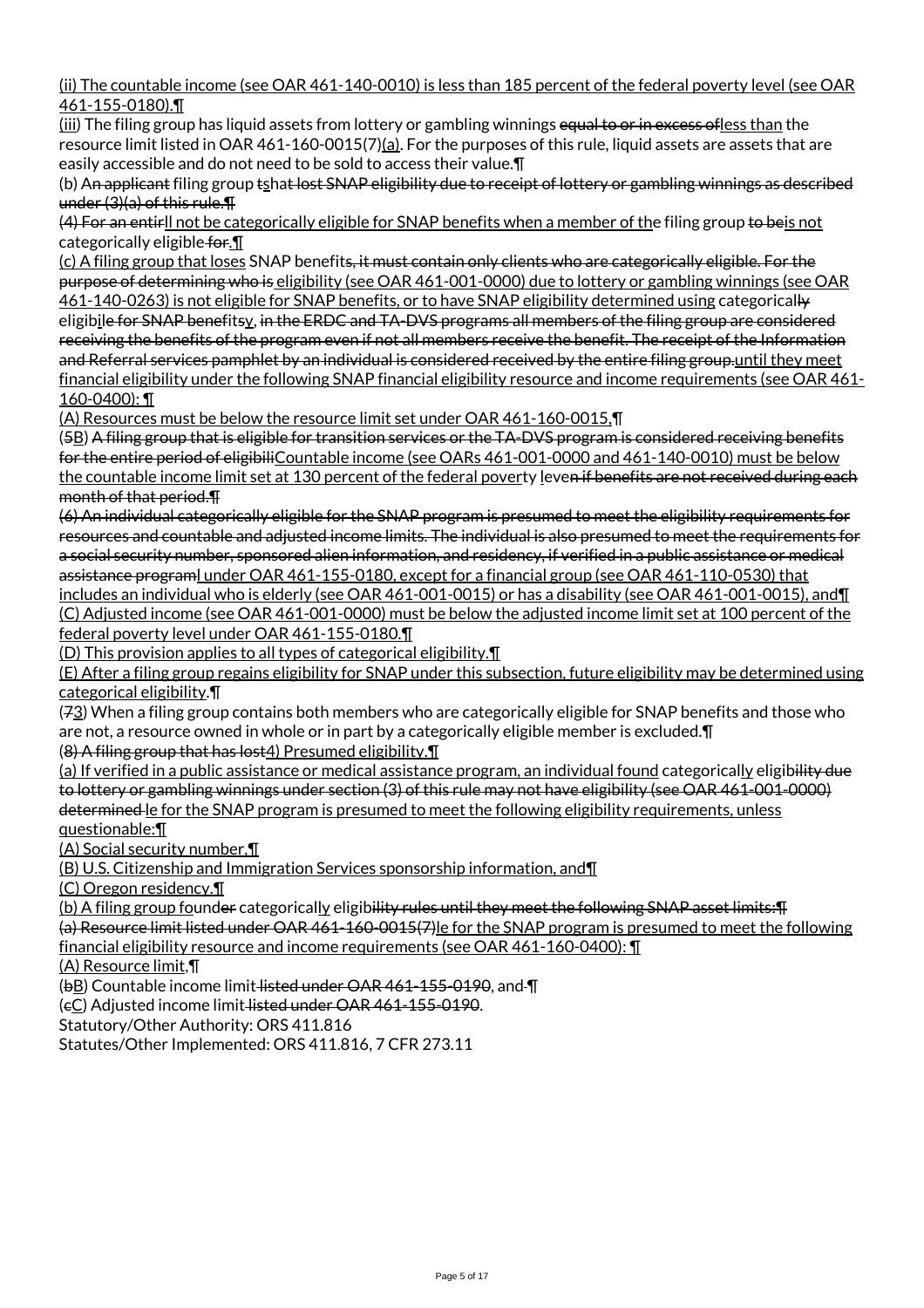(ii) The countable income (see OAR 461-140-0010) is less than 185 percent of the federal poverty level (see OAR 461-155-0180).¶

(iii) The filing group has liquid assets from lottery or gambling winnings equal to or in excess ofless than the resource limit listed in OAR 461-160-0015(7)(a). For the purposes of this rule, liquid assets are assets that are easily accessible and do not need to be sold to access their value.¶

(b) An applicant filing group tshat lost SNAP eligibility due to receipt of lottery or gambling winnings as described under (3)(a) of this rule.¶

(4) For an entirll not be categorically eligible for SNAP benefits when a member of the filing group to beis not categorically eligible for.¶

(c) A filing group that loses SNAP benefits, it must contain only clients who are categorically eligible. For the purpose of determining who is eligibility (see OAR 461-001-0000) due to lottery or gambling winnings (see OAR 461-140-0263) is not eligible for SNAP benefits, or to have SNAP eligibility determined using categorically eligibile for SNAP benefitsy. in the ERDC and TA-DVS programs all members of the filing group are considered receiving the benefits of the program even if not all members receive the benefit. The receipt of the Information and Referral services pamphlet by an individual is considered received by the entire filing group.until they meet financial eligibility under the following SNAP financial eligibility resource and income requirements (see OAR 461-160-0400): ¶

(A) Resources must be below the resource limit set under OAR 461-160-0015,¶

(5B) A filing group that is eligible for transition services or the TA-DVS program is considered receiving benefits for the entire period of eligibiliCountable income (see OARs 461-001-0000 and 461-140-0010) must be below the countable income limit set at 130 percent of the federal poverty leven if benefits are not received during each month of that period.¶

(6) An individual categorically eligible for the SNAP program is presumed to meet the eligibility requirements for resources and countable and adjusted income limits. The individual is also presumed to meet the requirements for a social security number, sponsored alien information, and residency, if verified in a public assistance or medical assistance programl under OAR 461-155-0180, except for a financial group (see OAR 461-110-0530) that includes an individual who is elderly (see OAR 461-001-0015) or has a disability (see OAR 461-001-0015), and¶

(C) Adjusted income (see OAR 461-001-0000) must be below the adjusted income limit set at 100 percent of the federal poverty level under OAR 461-155-0180.¶

(D) This provision applies to all types of categorical eligibility.¶

(E) After a filing group regains eligibility for SNAP under this subsection, future eligibility may be determined using categorical eligibility.¶

(73) When a filing group contains both members who are categorically eligible for SNAP benefits and those who are not, a resource owned in whole or in part by a categorically eligible member is excluded.¶

(8) A filing group that has lost4) Presumed eligibility.¶

(a) If verified in a public assistance or medical assistance program, an individual found categorically eligibility due to lottery or gambling winnings under section (3) of this rule may not have eligibility (see OAR 461-001-0000) determined le for the SNAP program is presumed to meet the following eligibility requirements, unless questionable:¶

(A) Social security number,¶

(B) U.S. Citizenship and Immigration Services sponsorship information, and¶

(C) Oregon residency.¶

(b) A filing group founder categorically eligibility rules until they meet the following SNAP asset limits:¶

(a) Resource limit listed under OAR 461-160-0015(7)le for the SNAP program is presumed to meet the following financial eligibility resource and income requirements (see OAR 461-160-0400): ¶

(A) Resource limit,¶

(bB) Countable income limit listed under OAR 461-155-0190, and ¶

(cC) Adjusted income limit listed under OAR 461-155-0190.

Statutory/Other Authority: ORS 411.816

Statutes/Other Implemented: ORS 411.816, 7 CFR 273.11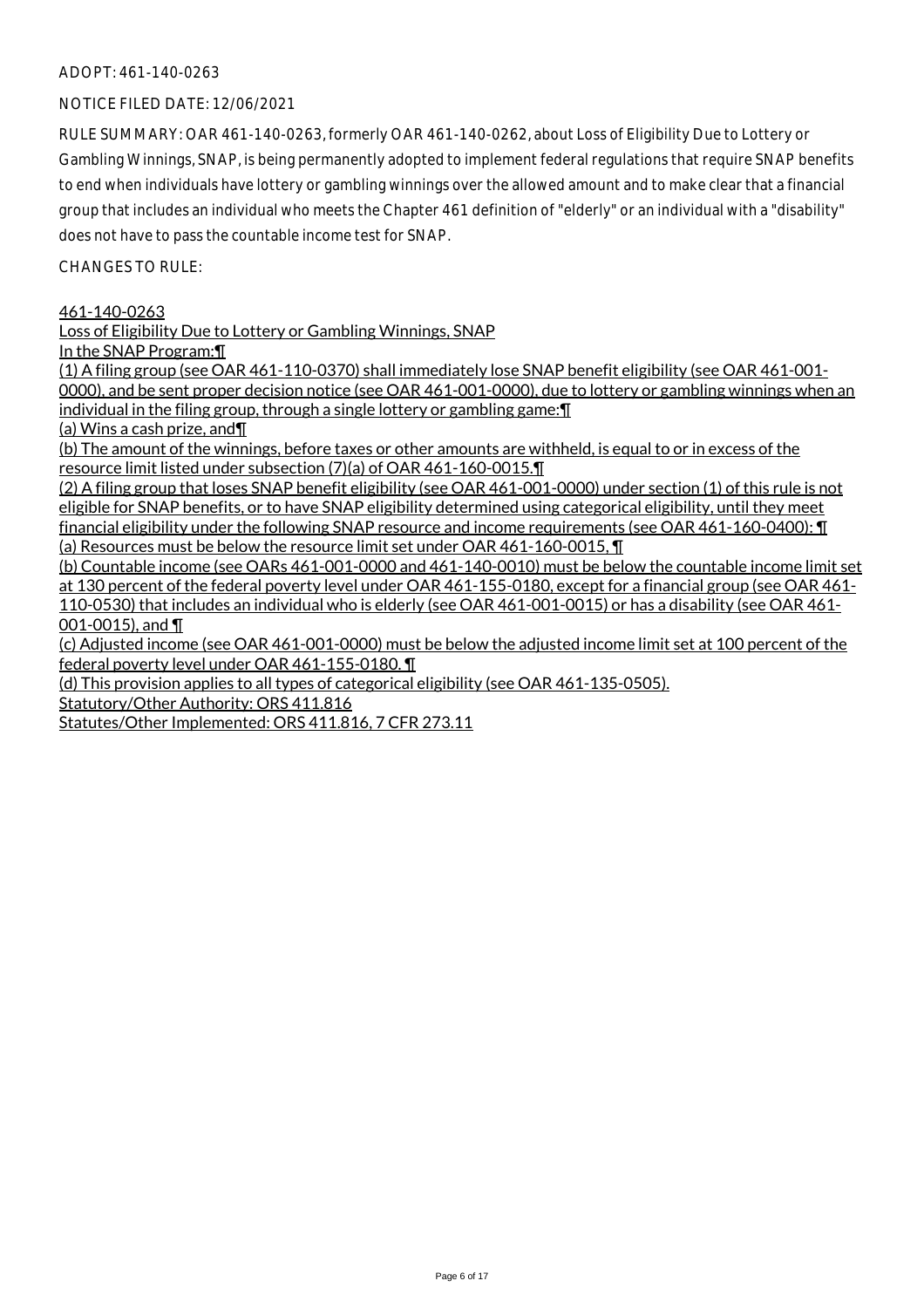ADOPT: 461-140-0263

NOTICE FILED DATE: 12/06/2021

RULE SUMMARY: OAR 461-140-0263, formerly OAR 461-140-0262, about Loss of Eligibility Due to Lottery or Gambling Winnings, SNAP, is being permanently adopted to implement federal regulations that require SNAP benefits to end when individuals have lottery or gambling winnings over the allowed amount and to make clear that a financial group that includes an individual who meets the Chapter 461 definition of "elderly" or an individual with a "disability" does not have to pass the countable income test for SNAP.

CHANGES TO RULE:

461-140-0263

Loss of Eligibility Due to Lottery or Gambling Winnings, SNAP

In the SNAP Program:¶

(1) A filing group (see OAR 461-110-0370) shall immediately lose SNAP benefit eligibility (see OAR 461-001-0000), and be sent proper decision notice (see OAR 461-001-0000), due to lottery or gambling winnings when an individual in the filing group, through a single lottery or gambling game:¶

(a) Wins a cash prize, and¶

(b) The amount of the winnings, before taxes or other amounts are withheld, is equal to or in excess of the resource limit listed under subsection (7)(a) of OAR 461-160-0015.¶

(2) A filing group that loses SNAP benefit eligibility (see OAR 461-001-0000) under section (1) of this rule is not eligible for SNAP benefits, or to have SNAP eligibility determined using categorical eligibility, until they meet financial eligibility under the following SNAP resource and income requirements (see OAR 461-160-0400): ¶

(a) Resources must be below the resource limit set under OAR 461-160-0015, ¶

(b) Countable income (see OARs 461-001-0000 and 461-140-0010) must be below the countable income limit set at 130 percent of the federal poverty level under OAR 461-155-0180, except for a financial group (see OAR 461-110-0530) that includes an individual who is elderly (see OAR 461-001-0015) or has a disability (see OAR 461-001-0015), and ¶

(c) Adjusted income (see OAR 461-001-0000) must be below the adjusted income limit set at 100 percent of the federal poverty level under OAR 461-155-0180. ¶

(d) This provision applies to all types of categorical eligibility (see OAR 461-135-0505).

Statutory/Other Authority: ORS 411.816

Statutes/Other Implemented: ORS 411.816, 7 CFR 273.11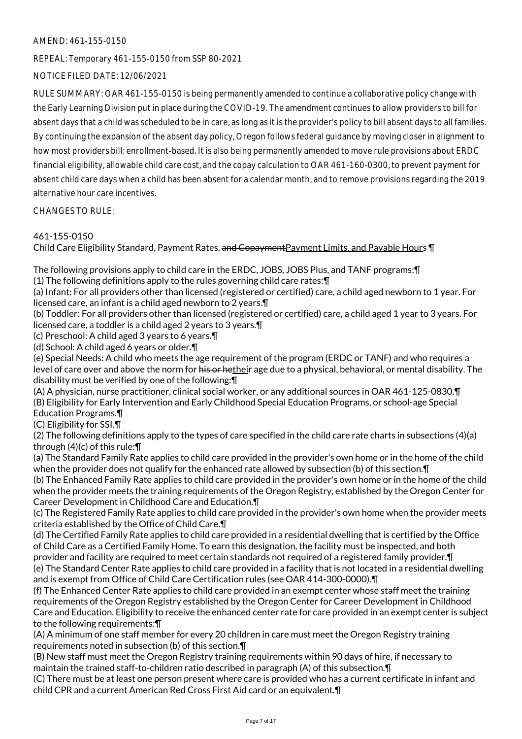AMEND: 461-155-0150

REPEAL: Temporary 461-155-0150 from SSP 80-2021

NOTICE FILED DATE: 12/06/2021

RULE SUMMARY: OAR 461-155-0150 is being permanently amended to continue a collaborative policy change with the Early Learning Division put in place during the COVID-19. The amendment continues to allow providers to bill for absent days that a child was scheduled to be in care, as long as it is the provider's policy to bill absent days to all families. By continuing the expansion of the absent day policy, Oregon follows federal guidance by moving closer in alignment to how most providers bill: enrollment-based. It is also being permanently amended to move rule provisions about ERDC financial eligibility, allowable child care cost, and the copay calculation to OAR 461-160-0300, to prevent payment for absent child care days when a child has been absent for a calendar month, and to remove provisions regarding the 2019 alternative hour care incentives.

CHANGES TO RULE:

461-155-0150
Child Care Eligibility Standard, Payment Rates, ~~and Copayment~~Payment Limits, and Payable Hours ¶

The following provisions apply to child care in the ERDC, JOBS, JOBS Plus, and TANF programs:¶
(1) The following definitions apply to the rules governing child care rates:¶
(a) Infant: For all providers other than licensed (registered or certified) care, a child aged newborn to 1 year. For licensed care, an infant is a child aged newborn to 2 years.¶
(b) Toddler: For all providers other than licensed (registered or certified) care, a child aged 1 year to 3 years. For licensed care, a toddler is a child aged 2 years to 3 years.¶
(c) Preschool: A child aged 3 years to 6 years.¶
(d) School: A child aged 6 years or older.¶
(e) Special Needs: A child who meets the age requirement of the program (ERDC or TANF) and who requires a level of care over and above the norm for ~~his or he~~their age due to a physical, behavioral, or mental disability. The disability must be verified by one of the following:¶
(A) A physician, nurse practitioner, clinical social worker, or any additional sources in OAR 461-125-0830.¶
(B) Eligibility for Early Intervention and Early Childhood Special Education Programs, or school-age Special Education Programs.¶
(C) Eligibility for SSI.¶
(2) The following definitions apply to the types of care specified in the child care rate charts in subsections (4)(a) through (4)(c) of this rule:¶
(a) The Standard Family Rate applies to child care provided in the provider's own home or in the home of the child when the provider does not qualify for the enhanced rate allowed by subsection (b) of this section.¶
(b) The Enhanced Family Rate applies to child care provided in the provider's own home or in the home of the child when the provider meets the training requirements of the Oregon Registry, established by the Oregon Center for Career Development in Childhood Care and Education.¶
(c) The Registered Family Rate applies to child care provided in the provider's own home when the provider meets criteria established by the Office of Child Care.¶
(d) The Certified Family Rate applies to child care provided in a residential dwelling that is certified by the Office of Child Care as a Certified Family Home. To earn this designation, the facility must be inspected, and both provider and facility are required to meet certain standards not required of a registered family provider.¶
(e) The Standard Center Rate applies to child care provided in a facility that is not located in a residential dwelling and is exempt from Office of Child Care Certification rules (see OAR 414-300-0000).¶
(f) The Enhanced Center Rate applies to child care provided in an exempt center whose staff meet the training requirements of the Oregon Registry established by the Oregon Center for Career Development in Childhood Care and Education. Eligibility to receive the enhanced center rate for care provided in an exempt center is subject to the following requirements:¶
(A) A minimum of one staff member for every 20 children in care must meet the Oregon Registry training requirements noted in subsection (b) of this section.¶
(B) New staff must meet the Oregon Registry training requirements within 90 days of hire, if necessary to maintain the trained staff-to-children ratio described in paragraph (A) of this subsection.¶
(C) There must be at least one person present where care is provided who has a current certificate in infant and child CPR and a current American Red Cross First Aid card or an equivalent.¶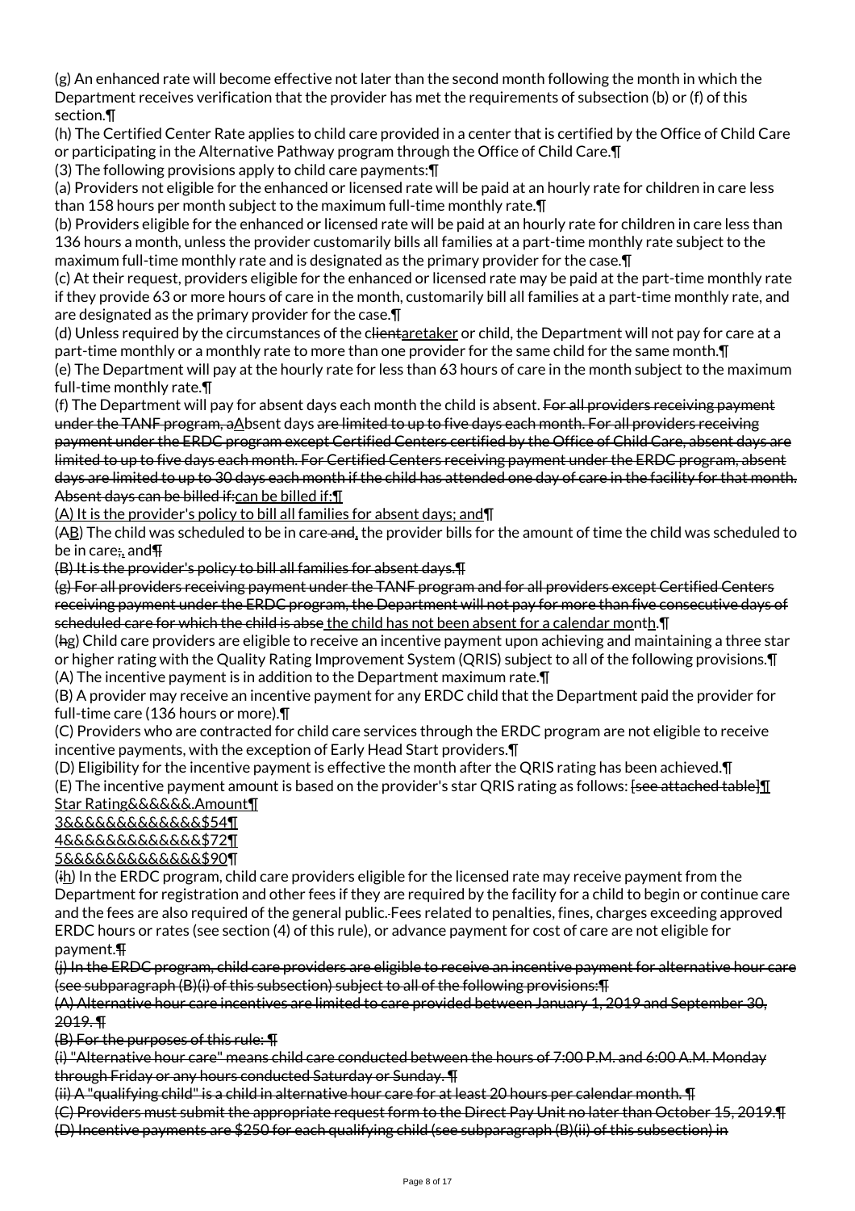(g) An enhanced rate will become effective not later than the second month following the month in which the Department receives verification that the provider has met the requirements of subsection (b) or (f) of this section.¶

(h) The Certified Center Rate applies to child care provided in a center that is certified by the Office of Child Care or participating in the Alternative Pathway program through the Office of Child Care.¶

(3) The following provisions apply to child care payments:¶

(a) Providers not eligible for the enhanced or licensed rate will be paid at an hourly rate for children in care less than 158 hours per month subject to the maximum full-time monthly rate.¶

(b) Providers eligible for the enhanced or licensed rate will be paid at an hourly rate for children in care less than 136 hours a month, unless the provider customarily bills all families at a part-time monthly rate subject to the maximum full-time monthly rate and is designated as the primary provider for the case.¶

(c) At their request, providers eligible for the enhanced or licensed rate may be paid at the part-time monthly rate if they provide 63 or more hours of care in the month, customarily bill all families at a part-time monthly rate, and are designated as the primary provider for the case.¶

(d) Unless required by the circumstances of the ~~client~~caretaker or child, the Department will not pay for care at a part-time monthly or a monthly rate to more than one provider for the same child for the same month.¶

(e) The Department will pay at the hourly rate for less than 63 hours of care in the month subject to the maximum full-time monthly rate.¶

(f) The Department will pay for absent days each month the child is absent. ~~For all providers receiving payment under the TANF program, a~~Absent days ~~are limited to up to five days each month. For all providers receiving payment under the ERDC program except Certified Centers certified by the Office of Child Care, absent days are limited to up to five days each month. For Certified Centers receiving payment under the ERDC program, absent days are limited to up to 30 days each month if the child has attended one day of care in the facility for that month. Absent days can be billed if:~~can be billed if:¶

(A) It is the provider's policy to bill all families for absent days; and¶

(~~A~~B) The child was scheduled to be in care~~ and~~, the provider bills for the amount of time the child was scheduled to be in care~~;~~, and~~¶~~

~~(B) It is the provider's policy to bill all families for absent days.¶~~

~~(g) For all providers receiving payment under the TANF program and for all providers except Certified Centers receiving payment under the ERDC program, the Department will not pay for more than five consecutive days of scheduled care for which the child is abse~~ the child has not been absent for a calendar month.¶

(~~h~~g) Child care providers are eligible to receive an incentive payment upon achieving and maintaining a three star or higher rating with the Quality Rating Improvement System (QRIS) subject to all of the following provisions.¶

(A) The incentive payment is in addition to the Department maximum rate.¶

(B) A provider may receive an incentive payment for any ERDC child that the Department paid the provider for full-time care (136 hours or more).¶

(C) Providers who are contracted for child care services through the ERDC program are not eligible to receive incentive payments, with the exception of Early Head Start providers.¶

(D) Eligibility for the incentive payment is effective the month after the QRIS rating has been achieved.¶

(E) The incentive payment amount is based on the provider's star QRIS rating as follows: ~~[see attached table]~~¶

| Star Rating | Amount |
|---|---|
| 3 | $54 |
| 4 | $72 |
| 5 | $90 |

(~~i~~h) In the ERDC program, child care providers eligible for the licensed rate may receive payment from the Department for registration and other fees if they are required by the facility for a child to begin or continue care and the fees are also required of the general public.~~ ~~Fees related to penalties, fines, charges exceeding approved ERDC hours or rates (see section (4) of this rule), or advance payment for cost of care are not eligible for payment.~~¶~~

~~(j) In the ERDC program, child care providers are eligible to receive an incentive payment for alternative hour care (see subparagraph (B)(i) of this subsection) subject to all of the following provisions:¶~~

~~(A) Alternative hour care incentives are limited to care provided between January 1, 2019 and September 30, 2019. ¶~~

~~(B) For the purposes of this rule: ¶~~

~~(i) "Alternative hour care" means child care conducted between the hours of 7:00 P.M. and 6:00 A.M. Monday through Friday or any hours conducted Saturday or Sunday. ¶~~

~~(ii) A "qualifying child" is a child in alternative hour care for at least 20 hours per calendar month. ¶~~

~~(C) Providers must submit the appropriate request form to the Direct Pay Unit no later than October 15, 2019.¶~~

~~(D) Incentive payments are $250 for each qualifying child (see subparagraph (B)(ii) of this subsection) in~~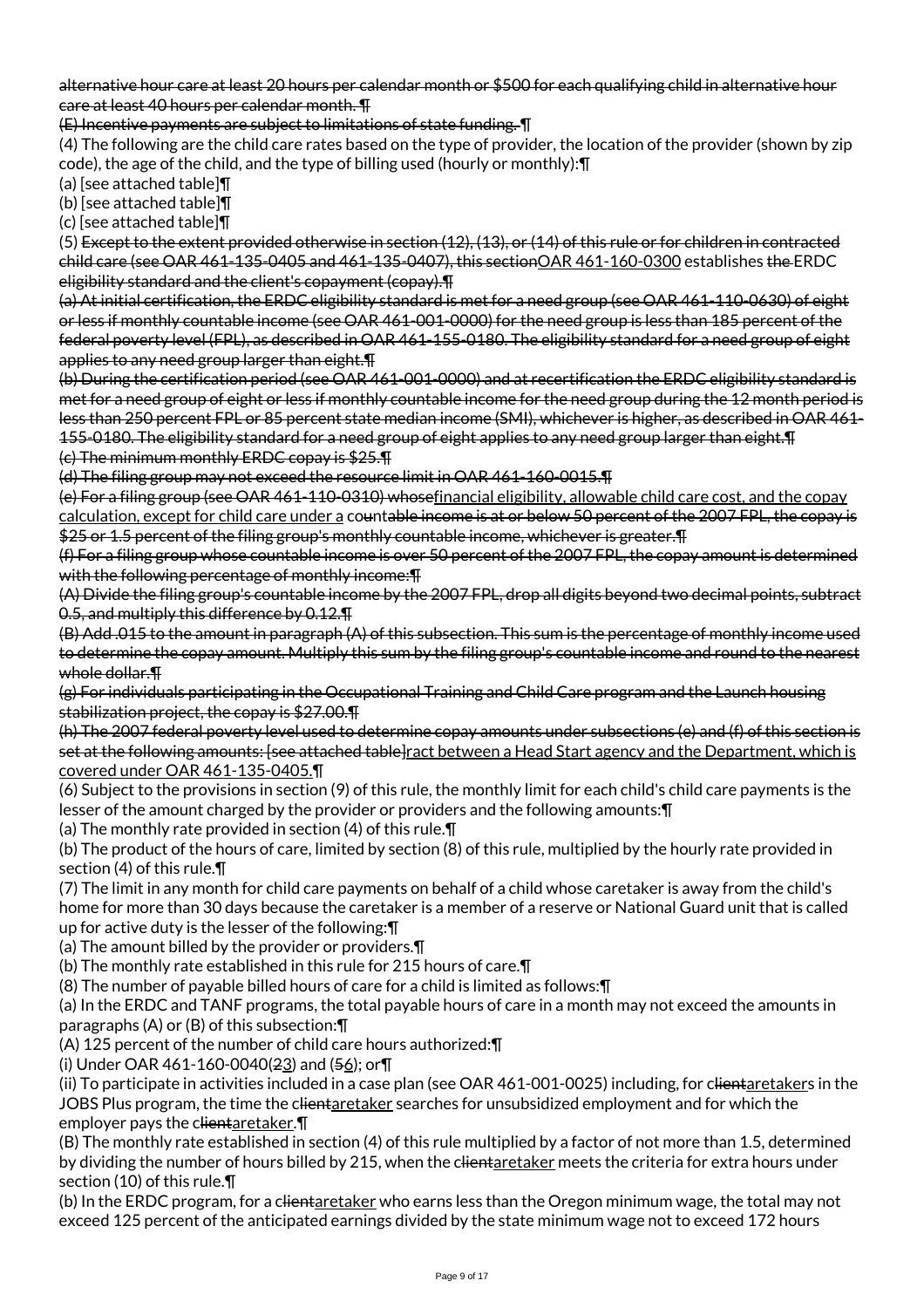~~alternative hour care at least 20 hours per calendar month or $500 for each qualifying child in alternative hour care at least 40 hours per calendar month.~~ ¶

~~(E) Incentive payments are subject to limitations of state funding.~~ ¶

(4) The following are the child care rates based on the type of provider, the location of the provider (shown by zip code), the age of the child, and the type of billing used (hourly or monthly):¶

(a) [see attached table]¶

(b) [see attached table]¶

(c) [see attached table]¶

(5) ~~Except to the extent provided otherwise in section (12), (13), or (14) of this rule or for children in contracted child care (see OAR 461-135-0405 and 461-135-0407), this section~~<u>OAR 461-160-0300</u> establishes ~~the~~ ERDC ~~eligibility standard and the client's copayment (copay).¶~~

~~(a) At initial certification, the ERDC eligibility standard is met for a need group (see OAR 461-110-0630) of eight or less if monthly countable income (see OAR 461-001-0000) for the need group is less than 185 percent of the federal poverty level (FPL), as described in OAR 461-155-0180. The eligibility standard for a need group of eight applies to any need group larger than eight.¶~~

~~(b) During the certification period (see OAR 461-001-0000) and at recertification the ERDC eligibility standard is met for a need group of eight or less if monthly countable income for the need group during the 12 month period is less than 250 percent FPL or 85 percent state median income (SMI), whichever is higher, as described in OAR 461-155-0180. The eligibility standard for a need group of eight applies to any need group larger than eight.¶~~

~~(c) The minimum monthly ERDC copay is $25.¶~~

~~(d) The filing group may not exceed the resource limit in OAR 461-160-0015.¶~~

~~(e) For a filing group (see OAR 461-110-0310) whose~~<u>financial eligibility, allowable child care cost, and the copay calculation, except for child care under a</u> co~~untable income is at or below 50 percent of the 2007 FPL, the copay is $25 or 1.5 percent of the filing group's monthly countable income, whichever is greater.¶~~

~~(f) For a filing group whose countable income is over 50 percent of the 2007 FPL, the copay amount is determined with the following percentage of monthly income:¶~~

~~(A) Divide the filing group's countable income by the 2007 FPL, drop all digits beyond two decimal points, subtract 0.5, and multiply this difference by 0.12.¶~~

~~(B) Add .015 to the amount in paragraph (A) of this subsection. This sum is the percentage of monthly income used to determine the copay amount. Multiply this sum by the filing group's countable income and round to the nearest whole dollar.¶~~

~~(g) For individuals participating in the Occupational Training and Child Care program and the Launch housing stabilization project, the copay is $27.00.¶~~

~~(h) The 2007 federal poverty level used to determine copay amounts under subsections (e) and (f) of this section is set at the following amounts: [see attached table]~~<u>ract between a Head Start agency and the Department, which is covered under OAR 461-135-0405.</u>¶

(6) Subject to the provisions in section (9) of this rule, the monthly limit for each child's child care payments is the lesser of the amount charged by the provider or providers and the following amounts:¶

(a) The monthly rate provided in section (4) of this rule.¶

(b) The product of the hours of care, limited by section (8) of this rule, multiplied by the hourly rate provided in section (4) of this rule.¶

(7) The limit in any month for child care payments on behalf of a child whose caretaker is away from the child's home for more than 30 days because the caretaker is a member of a reserve or National Guard unit that is called up for active duty is the lesser of the following:¶

(a) The amount billed by the provider or providers.¶

(b) The monthly rate established in this rule for 215 hours of care.¶

(8) The number of payable billed hours of care for a child is limited as follows:¶

(a) In the ERDC and TANF programs, the total payable hours of care in a month may not exceed the amounts in paragraphs (A) or (B) of this subsection:¶

(A) 125 percent of the number of child care hours authorized:¶

(i) Under OAR 461-160-0040(~~2~~<u>3</u>) and (~~5~~<u>6</u>); or¶

(ii) To participate in activities included in a case plan (see OAR 461-001-0025) including, for c~~lient~~<u>aretaker</u>s in the JOBS Plus program, the time the c~~lient~~<u>aretaker</u> searches for unsubsidized employment and for which the employer pays the c~~lient~~<u>aretaker</u>.¶

(B) The monthly rate established in section (4) of this rule multiplied by a factor of not more than 1.5, determined by dividing the number of hours billed by 215, when the c~~lient~~<u>aretaker</u> meets the criteria for extra hours under section (10) of this rule.¶

(b) In the ERDC program, for a c~~lient~~<u>aretaker</u> who earns less than the Oregon minimum wage, the total may not exceed 125 percent of the anticipated earnings divided by the state minimum wage not to exceed 172 hours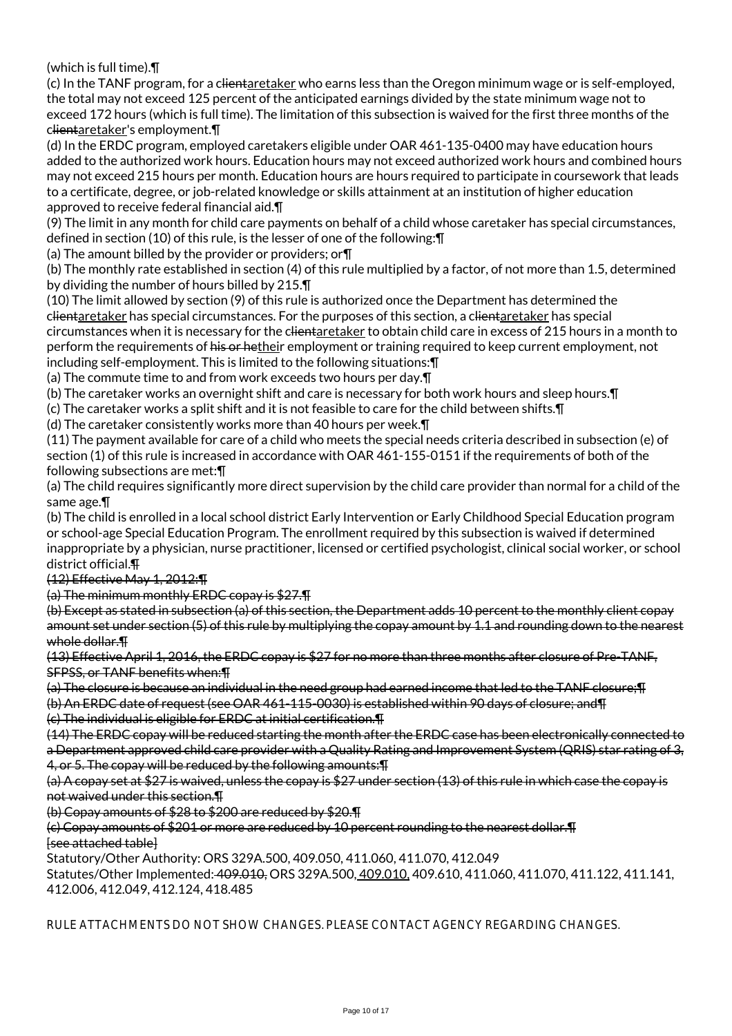(which is full time).¶

(c) In the TANF program, for a ~~client~~aretaker who earns less than the Oregon minimum wage or is self-employed, the total may not exceed 125 percent of the anticipated earnings divided by the state minimum wage not to exceed 172 hours (which is full time). The limitation of this subsection is waived for the first three months of the ~~client~~aretaker's employment.¶

(d) In the ERDC program, employed caretakers eligible under OAR 461-135-0400 may have education hours added to the authorized work hours. Education hours may not exceed authorized work hours and combined hours may not exceed 215 hours per month. Education hours are hours required to participate in coursework that leads to a certificate, degree, or job-related knowledge or skills attainment at an institution of higher education approved to receive federal financial aid.¶

(9) The limit in any month for child care payments on behalf of a child whose caretaker has special circumstances, defined in section (10) of this rule, is the lesser of one of the following:¶

(a) The amount billed by the provider or providers; or¶

(b) The monthly rate established in section (4) of this rule multiplied by a factor, of not more than 1.5, determined by dividing the number of hours billed by 215.¶

(10) The limit allowed by section (9) of this rule is authorized once the Department has determined the ~~client~~aretaker has special circumstances. For the purposes of this section, a ~~client~~aretaker has special circumstances when it is necessary for the ~~client~~aretaker to obtain child care in excess of 215 hours in a month to perform the requirements of ~~his or he~~their employment or training required to keep current employment, not including self-employment. This is limited to the following situations:¶

(a) The commute time to and from work exceeds two hours per day.¶

(b) The caretaker works an overnight shift and care is necessary for both work hours and sleep hours.¶

(c) The caretaker works a split shift and it is not feasible to care for the child between shifts.¶

(d) The caretaker consistently works more than 40 hours per week.¶

(11) The payment available for care of a child who meets the special needs criteria described in subsection (e) of section (1) of this rule is increased in accordance with OAR 461-155-0151 if the requirements of both of the following subsections are met:¶

(a) The child requires significantly more direct supervision by the child care provider than normal for a child of the same age.¶

(b) The child is enrolled in a local school district Early Intervention or Early Childhood Special Education program or school-age Special Education Program. The enrollment required by this subsection is waived if determined inappropriate by a physician, nurse practitioner, licensed or certified psychologist, clinical social worker, or school district official.~~¶~~

~~(12) Effective May 1, 2012:¶~~

~~(a) The minimum monthly ERDC copay is $27.¶~~

~~(b) Except as stated in subsection (a) of this section, the Department adds 10 percent to the monthly client copay amount set under section (5) of this rule by multiplying the copay amount by 1.1 and rounding down to the nearest whole dollar.¶~~

~~(13) Effective April 1, 2016, the ERDC copay is $27 for no more than three months after closure of Pre-TANF, SFPSS, or TANF benefits when:¶~~

~~(a) The closure is because an individual in the need group had earned income that led to the TANF closure;¶~~

~~(b) An ERDC date of request (see OAR 461-115-0030) is established within 90 days of closure; and¶~~

~~(c) The individual is eligible for ERDC at initial certification.¶~~

~~(14) The ERDC copay will be reduced starting the month after the ERDC case has been electronically connected to a Department approved child care provider with a Quality Rating and Improvement System (QRIS) star rating of 3, 4, or 5. The copay will be reduced by the following amounts:¶~~

~~(a) A copay set at $27 is waived, unless the copay is $27 under section (13) of this rule in which case the copay is not waived under this section.¶~~

~~(b) Copay amounts of $28 to $200 are reduced by $20.¶~~

~~(c) Copay amounts of $201 or more are reduced by 10 percent rounding to the nearest dollar.¶~~

~~[see attached table]~~

Statutory/Other Authority: ORS 329A.500, 409.050, 411.060, 411.070, 412.049

Statutes/Other Implemented: ~~409.010,~~ ORS 329A.500, 409.010, 409.610, 411.060, 411.070, 411.122, 411.141, 412.006, 412.049, 412.124, 418.485

RULE ATTACHMENTS DO NOT SHOW CHANGES. PLEASE CONTACT AGENCY REGARDING CHANGES.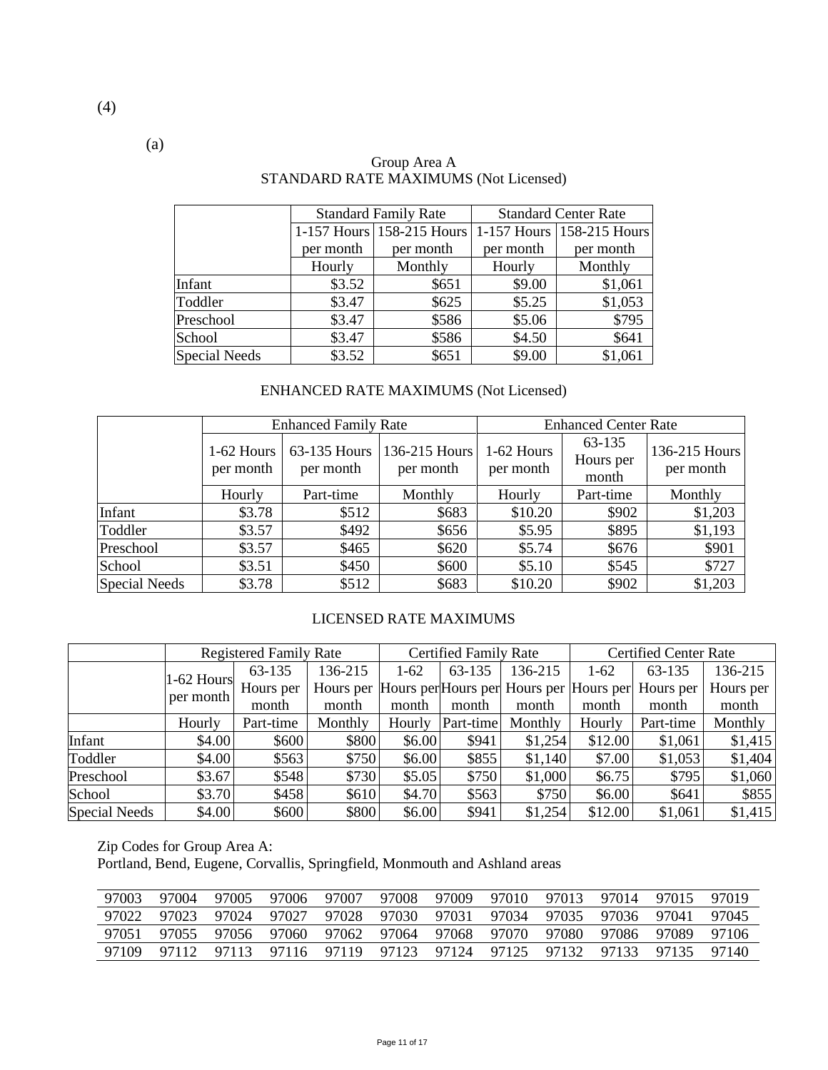(4)

(a)

Group Area A
STANDARD RATE MAXIMUMS (Not Licensed)

| | Standard Family Rate | | Standard Center Rate | |
|---|---|---|---|---|
| | 1-157 Hours per month | 158-215 Hours per month | 1-157 Hours per month | 158-215 Hours per month |
| | Hourly | Monthly | Hourly | Monthly |
| Infant | $3.52 | $651 | $9.00 | $1,061 |
| Toddler | $3.47 | $625 | $5.25 | $1,053 |
| Preschool | $3.47 | $586 | $5.06 | $795 |
| School | $3.47 | $586 | $4.50 | $641 |
| Special Needs | $3.52 | $651 | $9.00 | $1,061 |

ENHANCED RATE MAXIMUMS (Not Licensed)

| | Enhanced Family Rate | | | Enhanced Center Rate | | |
|---|---|---|---|---|---|---|
| | 1-62 Hours per month | 63-135 Hours per month | 136-215 Hours per month | 1-62 Hours per month | 63-135 Hours per month | 136-215 Hours per month |
| | Hourly | Part-time | Monthly | Hourly | Part-time | Monthly |
| Infant | $3.78 | $512 | $683 | $10.20 | $902 | $1,203 |
| Toddler | $3.57 | $492 | $656 | $5.95 | $895 | $1,193 |
| Preschool | $3.57 | $465 | $620 | $5.74 | $676 | $901 |
| School | $3.51 | $450 | $600 | $5.10 | $545 | $727 |
| Special Needs | $3.78 | $512 | $683 | $10.20 | $902 | $1,203 |

LICENSED RATE MAXIMUMS

| | Registered Family Rate | | | Certified Family Rate | | | Certified Center Rate | | |
|---|---|---|---|---|---|---|---|---|---|
| | 1-62 Hours per month | 63-135 Hours per month | 136-215 Hours per month | 1-62 Hours per month | 63-135 Hours per month | 136-215 Hours per month | 1-62 Hours per month | 63-135 Hours per month | 136-215 Hours per month |
| | Hourly | Part-time | Monthly | Hourly | Part-time | Monthly | Hourly | Part-time | Monthly |
| Infant | $4.00 | $600 | $800 | $6.00 | $941 | $1,254 | $12.00 | $1,061 | $1,415 |
| Toddler | $4.00 | $563 | $750 | $6.00 | $855 | $1,140 | $7.00 | $1,053 | $1,404 |
| Preschool | $3.67 | $548 | $730 | $5.05 | $750 | $1,000 | $6.75 | $795 | $1,060 |
| School | $3.70 | $458 | $610 | $4.70 | $563 | $750 | $6.00 | $641 | $855 |
| Special Needs | $4.00 | $600 | $800 | $6.00 | $941 | $1,254 | $12.00 | $1,061 | $1,415 |

Zip Codes for Group Area A:
Portland, Bend, Eugene, Corvallis, Springfield, Monmouth and Ashland areas

| | | | | | | | | | | | |
|---|---|---|---|---|---|---|---|---|---|---|---|
| 97003 | 97004 | 97005 | 97006 | 97007 | 97008 | 97009 | 97010 | 97013 | 97014 | 97015 | 97019 |
| 97022 | 97023 | 97024 | 97027 | 97028 | 97030 | 97031 | 97034 | 97035 | 97036 | 97041 | 97045 |
| 97051 | 97055 | 97056 | 97060 | 97062 | 97064 | 97068 | 97070 | 97080 | 97086 | 97089 | 97106 |
| 97109 | 97112 | 97113 | 97116 | 97119 | 97123 | 97124 | 97125 | 97132 | 97133 | 97135 | 97140 |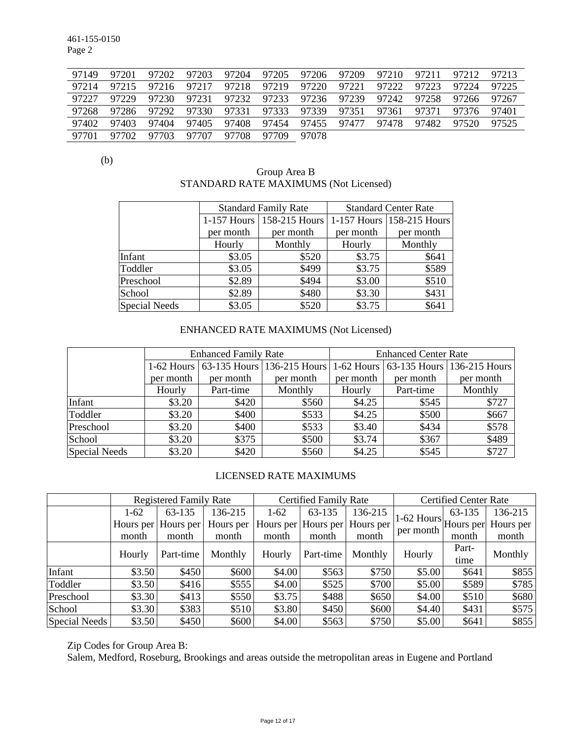| 97149 | 97201 | 97202 | 97203 | 97204 | 97205 | 97206 | 97209 | 97210 | 97211 | 97212 | 97213 |
|---|---|---|---|---|---|---|---|---|---|---|---|
| 97214 | 97215 | 97216 | 97217 | 97218 | 97219 | 97220 | 97221 | 97222 | 97223 | 97224 | 97225 |
| 97227 | 97229 | 97230 | 97231 | 97232 | 97233 | 97236 | 97239 | 97242 | 97258 | 97266 | 97267 |
| 97268 | 97286 | 97292 | 97330 | 97331 | 97333 | 97339 | 97351 | 97361 | 97371 | 97376 | 97401 |
| 97402 | 97403 | 97404 | 97405 | 97408 | 97454 | 97455 | 97477 | 97478 | 97482 | 97520 | 97525 |
| 97701 | 97702 | 97703 | 97707 | 97708 | 97709 | 97078 | | | | | |

(b)

Group Area B
STANDARD RATE MAXIMUMS (Not Licensed)

| | Standard Family Rate | | Standard Center Rate | |
|---|---|---|---|---|
| | 1-157 Hours per month | 158-215 Hours per month | 1-157 Hours per month | 158-215 Hours per month |
| | Hourly | Monthly | Hourly | Monthly |
| Infant | $3.05 | $520 | $3.75 | $641 |
| Toddler | $3.05 | $499 | $3.75 | $589 |
| Preschool | $2.89 | $494 | $3.00 | $510 |
| School | $2.89 | $480 | $3.30 | $431 |
| Special Needs | $3.05 | $520 | $3.75 | $641 |

ENHANCED RATE MAXIMUMS (Not Licensed)

| | Enhanced Family Rate | | | Enhanced Center Rate | | |
|---|---|---|---|---|---|---|
| | 1-62 Hours per month | 63-135 Hours per month | 136-215 Hours per month | 1-62 Hours per month | 63-135 Hours per month | 136-215 Hours per month |
| | Hourly | Part-time | Monthly | Hourly | Part-time | Monthly |
| Infant | $3.20 | $420 | $560 | $4.25 | $545 | $727 |
| Toddler | $3.20 | $400 | $533 | $4.25 | $500 | $667 |
| Preschool | $3.20 | $400 | $533 | $3.40 | $434 | $578 |
| School | $3.20 | $375 | $500 | $3.74 | $367 | $489 |
| Special Needs | $3.20 | $420 | $560 | $4.25 | $545 | $727 |

LICENSED RATE MAXIMUMS

| | Registered Family Rate | | | Certified Family Rate | | | Certified Center Rate | | |
|---|---|---|---|---|---|---|---|---|---|
| | 1-62 Hours per month | 63-135 Hours per month | 136-215 Hours per month | 1-62 Hours per month | 63-135 Hours per month | 136-215 Hours per month | 1-62 Hours per month | 63-135 Hours per month | 136-215 Hours per month |
| | Hourly | Part-time | Monthly | Hourly | Part-time | Monthly | Hourly | Part-time | Monthly |
| Infant | $3.50 | $450 | $600 | $4.00 | $563 | $750 | $5.00 | $641 | $855 |
| Toddler | $3.50 | $416 | $555 | $4.00 | $525 | $700 | $5.00 | $589 | $785 |
| Preschool | $3.30 | $413 | $550 | $3.75 | $488 | $650 | $4.00 | $510 | $680 |
| School | $3.30 | $383 | $510 | $3.80 | $450 | $600 | $4.40 | $431 | $575 |
| Special Needs | $3.50 | $450 | $600 | $4.00 | $563 | $750 | $5.00 | $641 | $855 |

Zip Codes for Group Area B:
Salem, Medford, Roseburg, Brookings and areas outside the metropolitan areas in Eugene and Portland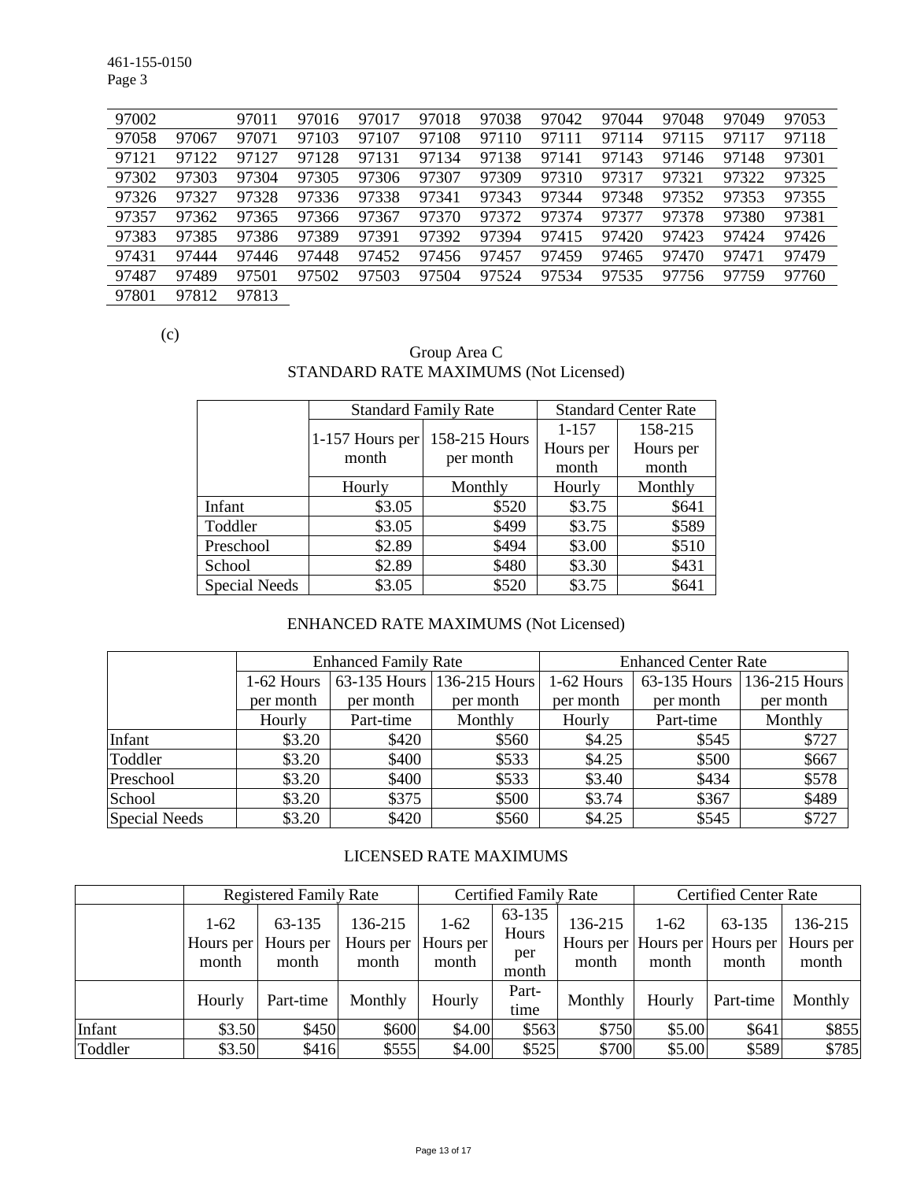| 97002 | | 97011 | 97016 | 97017 | 97018 | 97038 | 97042 | 97044 | 97048 | 97049 | 97053 |
|---|---|---|---|---|---|---|---|---|---|---|---|
| 97058 | 97067 | 97071 | 97103 | 97107 | 97108 | 97110 | 97111 | 97114 | 97115 | 97117 | 97118 |
| 97121 | 97122 | 97127 | 97128 | 97131 | 97134 | 97138 | 97141 | 97143 | 97146 | 97148 | 97301 |
| 97302 | 97303 | 97304 | 97305 | 97306 | 97307 | 97309 | 97310 | 97317 | 97321 | 97322 | 97325 |
| 97326 | 97327 | 97328 | 97336 | 97338 | 97341 | 97343 | 97344 | 97348 | 97352 | 97353 | 97355 |
| 97357 | 97362 | 97365 | 97366 | 97367 | 97370 | 97372 | 97374 | 97377 | 97378 | 97380 | 97381 |
| 97383 | 97385 | 97386 | 97389 | 97391 | 97392 | 97394 | 97415 | 97420 | 97423 | 97424 | 97426 |
| 97431 | 97444 | 97446 | 97448 | 97452 | 97456 | 97457 | 97459 | 97465 | 97470 | 97471 | 97479 |
| 97487 | 97489 | 97501 | 97502 | 97503 | 97504 | 97524 | 97534 | 97535 | 97756 | 97759 | 97760 |
| 97801 | 97812 | 97813 | | | | | | | | | |

(c)

Group Area C

STANDARD RATE MAXIMUMS (Not Licensed)

| | Standard Family Rate | | Standard Center Rate | |
|---|---|---|---|---|
| | 1-157 Hours per month | 158-215 Hours per month | 1-157 Hours per month | 158-215 Hours per month |
| | Hourly | Monthly | Hourly | Monthly |
| Infant | $3.05 | $520 | $3.75 | $641 |
| Toddler | $3.05 | $499 | $3.75 | $589 |
| Preschool | $2.89 | $494 | $3.00 | $510 |
| School | $2.89 | $480 | $3.30 | $431 |
| Special Needs | $3.05 | $520 | $3.75 | $641 |

ENHANCED RATE MAXIMUMS (Not Licensed)

| | Enhanced Family Rate | | | Enhanced Center Rate | | |
|---|---|---|---|---|---|---|
| | 1-62 Hours per month | 63-135 Hours per month | 136-215 Hours per month | 1-62 Hours per month | 63-135 Hours per month | 136-215 Hours per month |
| | Hourly | Part-time | Monthly | Hourly | Part-time | Monthly |
| Infant | $3.20 | $420 | $560 | $4.25 | $545 | $727 |
| Toddler | $3.20 | $400 | $533 | $4.25 | $500 | $667 |
| Preschool | $3.20 | $400 | $533 | $3.40 | $434 | $578 |
| School | $3.20 | $375 | $500 | $3.74 | $367 | $489 |
| Special Needs | $3.20 | $420 | $560 | $4.25 | $545 | $727 |

LICENSED RATE MAXIMUMS

| | Registered Family Rate | | | Certified Family Rate | | | Certified Center Rate | | |
|---|---|---|---|---|---|---|---|---|---|
| | 1-62 Hours per month | 63-135 Hours per month | 136-215 Hours per month | 1-62 Hours per month | 63-135 Hours per month | 136-215 Hours per month | 1-62 Hours per month | 63-135 Hours per month | 136-215 Hours per month |
| | Hourly | Part-time | Monthly | Hourly | Part-time | Monthly | Hourly | Part-time | Monthly |
| Infant | $3.50 | $450 | $600 | $4.00 | $563 | $750 | $5.00 | $641 | $855 |
| Toddler | $3.50 | $416 | $555 | $4.00 | $525 | $700 | $5.00 | $589 | $785 |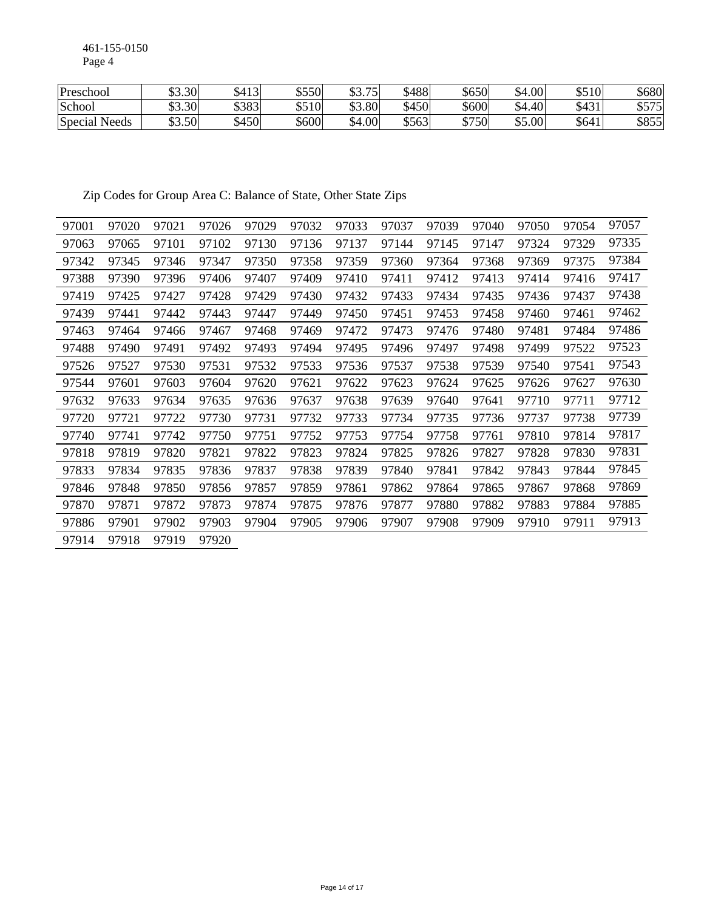461-155-0150
Page 4

| Preschool | $3.30 | $413 | $550 | $3.75 | $488 | $650 | $4.00 | $510 | $680 |
|---|---|---|---|---|---|---|---|---|---|
| School | $3.30 | $383 | $510 | $3.80 | $450 | $600 | $4.40 | $431 | $575 |
| Special Needs | $3.50 | $450 | $600 | $4.00 | $563 | $750 | $5.00 | $641 | $855 |

Zip Codes for Group Area C: Balance of State, Other State Zips

| | | | | | | | | | | | | |
|---|---|---|---|---|---|---|---|---|---|---|---|---|
| 97001 | 97020 | 97021 | 97026 | 97029 | 97032 | 97033 | 97037 | 97039 | 97040 | 97050 | 97054 | 97057 |
| 97063 | 97065 | 97101 | 97102 | 97130 | 97136 | 97137 | 97144 | 97145 | 97147 | 97324 | 97329 | 97335 |
| 97342 | 97345 | 97346 | 97347 | 97350 | 97358 | 97359 | 97360 | 97364 | 97368 | 97369 | 97375 | 97384 |
| 97388 | 97390 | 97396 | 97406 | 97407 | 97409 | 97410 | 97411 | 97412 | 97413 | 97414 | 97416 | 97417 |
| 97419 | 97425 | 97427 | 97428 | 97429 | 97430 | 97432 | 97433 | 97434 | 97435 | 97436 | 97437 | 97438 |
| 97439 | 97441 | 97442 | 97443 | 97447 | 97449 | 97450 | 97451 | 97453 | 97458 | 97460 | 97461 | 97462 |
| 97463 | 97464 | 97466 | 97467 | 97468 | 97469 | 97472 | 97473 | 97476 | 97480 | 97481 | 97484 | 97486 |
| 97488 | 97490 | 97491 | 97492 | 97493 | 97494 | 97495 | 97496 | 97497 | 97498 | 97499 | 97522 | 97523 |
| 97526 | 97527 | 97530 | 97531 | 97532 | 97533 | 97536 | 97537 | 97538 | 97539 | 97540 | 97541 | 97543 |
| 97544 | 97601 | 97603 | 97604 | 97620 | 97621 | 97622 | 97623 | 97624 | 97625 | 97626 | 97627 | 97630 |
| 97632 | 97633 | 97634 | 97635 | 97636 | 97637 | 97638 | 97639 | 97640 | 97641 | 97710 | 97711 | 97712 |
| 97720 | 97721 | 97722 | 97730 | 97731 | 97732 | 97733 | 97734 | 97735 | 97736 | 97737 | 97738 | 97739 |
| 97740 | 97741 | 97742 | 97750 | 97751 | 97752 | 97753 | 97754 | 97758 | 97761 | 97810 | 97814 | 97817 |
| 97818 | 97819 | 97820 | 97821 | 97822 | 97823 | 97824 | 97825 | 97826 | 97827 | 97828 | 97830 | 97831 |
| 97833 | 97834 | 97835 | 97836 | 97837 | 97838 | 97839 | 97840 | 97841 | 97842 | 97843 | 97844 | 97845 |
| 97846 | 97848 | 97850 | 97856 | 97857 | 97859 | 97861 | 97862 | 97864 | 97865 | 97867 | 97868 | 97869 |
| 97870 | 97871 | 97872 | 97873 | 97874 | 97875 | 97876 | 97877 | 97880 | 97882 | 97883 | 97884 | 97885 |
| 97886 | 97901 | 97902 | 97903 | 97904 | 97905 | 97906 | 97907 | 97908 | 97909 | 97910 | 97911 | 97913 |
| 97914 | 97918 | 97919 | 97920 | | | | | | | | | |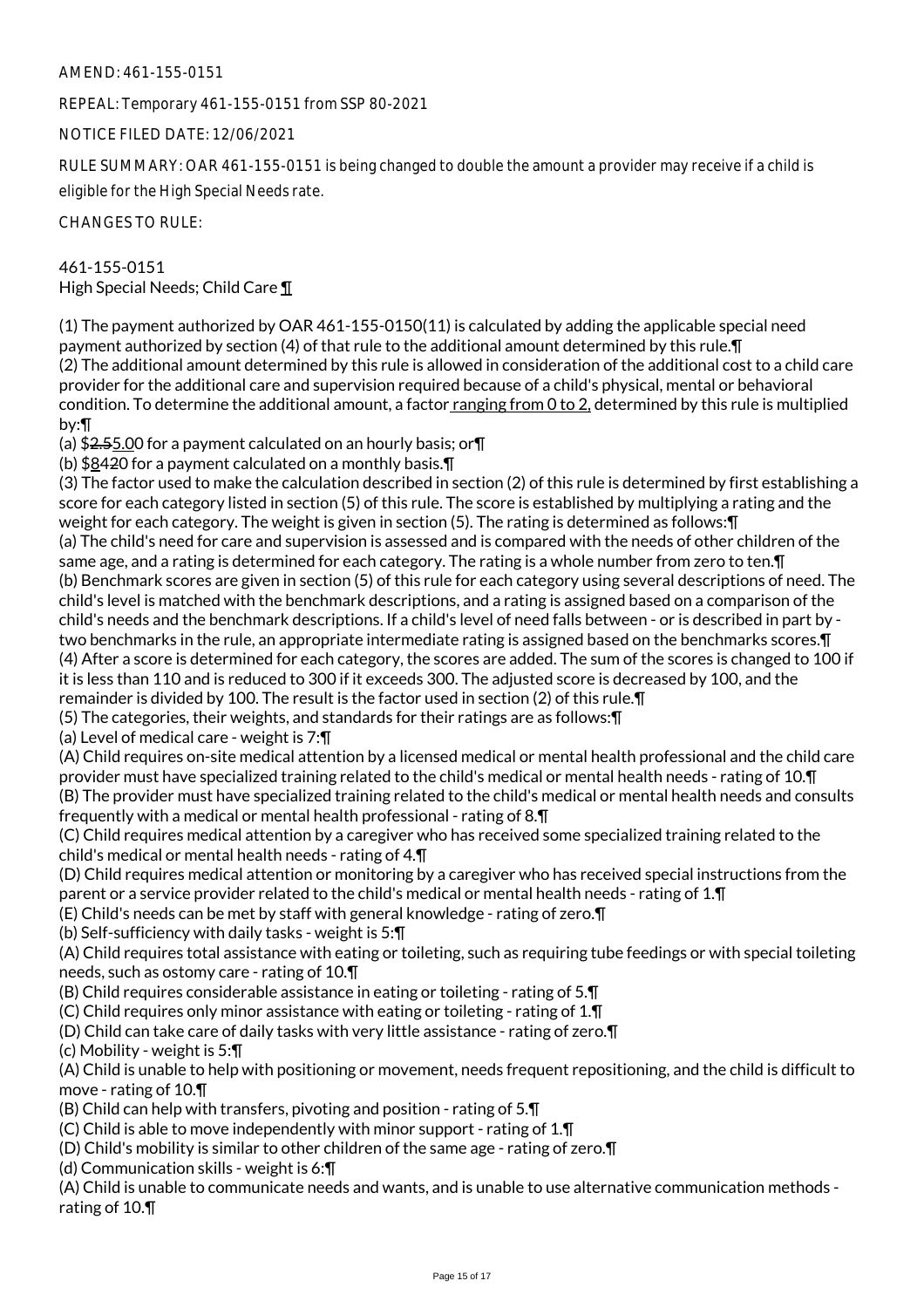AMEND: 461-155-0151

REPEAL: Temporary 461-155-0151 from SSP 80-2021

NOTICE FILED DATE: 12/06/2021

RULE SUMMARY: OAR 461-155-0151 is being changed to double the amount a provider may receive if a child is eligible for the High Special Needs rate.

CHANGES TO RULE:

461-155-0151
High Special Needs; Child Care ¶

(1) The payment authorized by OAR 461-155-0150(11) is calculated by adding the applicable special need payment authorized by section (4) of that rule to the additional amount determined by this rule.¶
(2) The additional amount determined by this rule is allowed in consideration of the additional cost to a child care provider for the additional care and supervision required because of a child's physical, mental or behavioral condition. To determine the additional amount, a factor ranging from 0 to 2, determined by this rule is multiplied by:¶
(a) $2.55.00 for a payment calculated on an hourly basis; or¶
(b) $8420 for a payment calculated on a monthly basis.¶
(3) The factor used to make the calculation described in section (2) of this rule is determined by first establishing a score for each category listed in section (5) of this rule. The score is established by multiplying a rating and the weight for each category. The weight is given in section (5). The rating is determined as follows:¶
(a) The child's need for care and supervision is assessed and is compared with the needs of other children of the same age, and a rating is determined for each category. The rating is a whole number from zero to ten.¶
(b) Benchmark scores are given in section (5) of this rule for each category using several descriptions of need. The child's level is matched with the benchmark descriptions, and a rating is assigned based on a comparison of the child's needs and the benchmark descriptions. If a child's level of need falls between - or is described in part by - two benchmarks in the rule, an appropriate intermediate rating is assigned based on the benchmarks scores.¶
(4) After a score is determined for each category, the scores are added. The sum of the scores is changed to 100 if it is less than 110 and is reduced to 300 if it exceeds 300. The adjusted score is decreased by 100, and the remainder is divided by 100. The result is the factor used in section (2) of this rule.¶
(5) The categories, their weights, and standards for their ratings are as follows:¶
(a) Level of medical care - weight is 7:¶
(A) Child requires on-site medical attention by a licensed medical or mental health professional and the child care provider must have specialized training related to the child's medical or mental health needs - rating of 10.¶
(B) The provider must have specialized training related to the child's medical or mental health needs and consults frequently with a medical or mental health professional - rating of 8.¶
(C) Child requires medical attention by a caregiver who has received some specialized training related to the child's medical or mental health needs - rating of 4.¶
(D) Child requires medical attention or monitoring by a caregiver who has received special instructions from the parent or a service provider related to the child's medical or mental health needs - rating of 1.¶
(E) Child's needs can be met by staff with general knowledge - rating of zero.¶
(b) Self-sufficiency with daily tasks - weight is 5:¶
(A) Child requires total assistance with eating or toileting, such as requiring tube feedings or with special toileting needs, such as ostomy care - rating of 10.¶
(B) Child requires considerable assistance in eating or toileting - rating of 5.¶
(C) Child requires only minor assistance with eating or toileting - rating of 1.¶
(D) Child can take care of daily tasks with very little assistance - rating of zero.¶
(c) Mobility - weight is 5:¶
(A) Child is unable to help with positioning or movement, needs frequent repositioning, and the child is difficult to move - rating of 10.¶
(B) Child can help with transfers, pivoting and position - rating of 5.¶
(C) Child is able to move independently with minor support - rating of 1.¶
(D) Child's mobility is similar to other children of the same age - rating of zero.¶
(d) Communication skills - weight is 6:¶
(A) Child is unable to communicate needs and wants, and is unable to use alternative communication methods - rating of 10.¶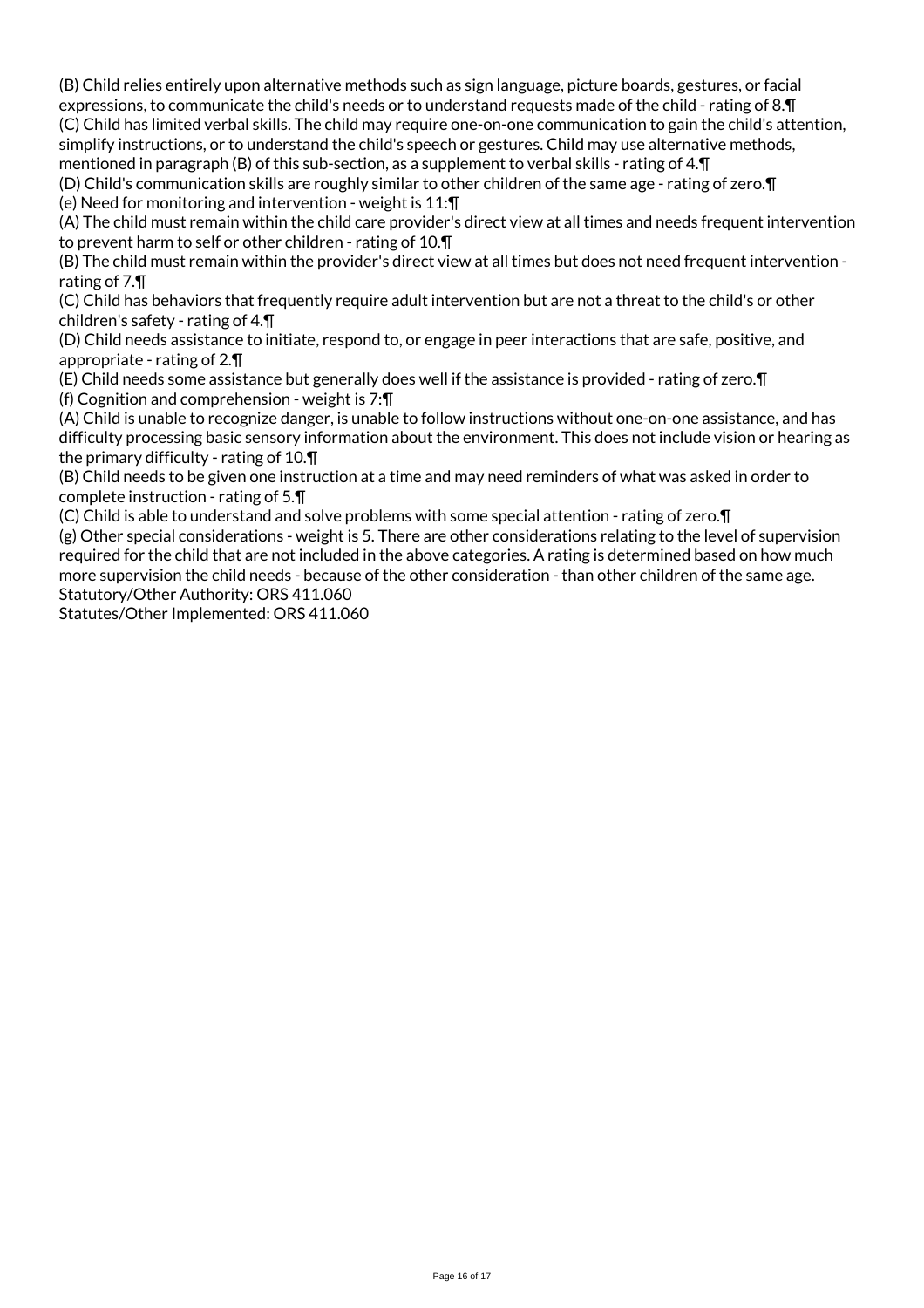(B) Child relies entirely upon alternative methods such as sign language, picture boards, gestures, or facial expressions, to communicate the child's needs or to understand requests made of the child - rating of 8.¶
(C) Child has limited verbal skills. The child may require one-on-one communication to gain the child's attention, simplify instructions, or to understand the child's speech or gestures. Child may use alternative methods, mentioned in paragraph (B) of this sub-section, as a supplement to verbal skills - rating of 4.¶
(D) Child's communication skills are roughly similar to other children of the same age - rating of zero.¶
(e) Need for monitoring and intervention - weight is 11:¶
(A) The child must remain within the child care provider's direct view at all times and needs frequent intervention to prevent harm to self or other children - rating of 10.¶
(B) The child must remain within the provider's direct view at all times but does not need frequent intervention - rating of 7.¶
(C) Child has behaviors that frequently require adult intervention but are not a threat to the child's or other children's safety - rating of 4.¶
(D) Child needs assistance to initiate, respond to, or engage in peer interactions that are safe, positive, and appropriate - rating of 2.¶
(E) Child needs some assistance but generally does well if the assistance is provided - rating of zero.¶
(f) Cognition and comprehension - weight is 7:¶
(A) Child is unable to recognize danger, is unable to follow instructions without one-on-one assistance, and has difficulty processing basic sensory information about the environment. This does not include vision or hearing as the primary difficulty - rating of 10.¶
(B) Child needs to be given one instruction at a time and may need reminders of what was asked in order to complete instruction - rating of 5.¶
(C) Child is able to understand and solve problems with some special attention - rating of zero.¶
(g) Other special considerations - weight is 5. There are other considerations relating to the level of supervision required for the child that are not included in the above categories. A rating is determined based on how much more supervision the child needs - because of the other consideration - than other children of the same age.
Statutory/Other Authority: ORS 411.060
Statutes/Other Implemented: ORS 411.060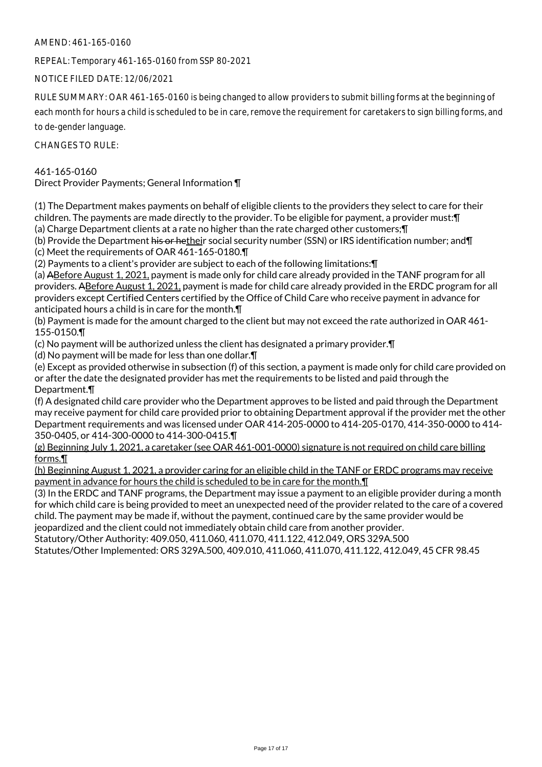AMEND: 461-165-0160

REPEAL: Temporary 461-165-0160 from SSP 80-2021

NOTICE FILED DATE: 12/06/2021

RULE SUMMARY: OAR 461-165-0160 is being changed to allow providers to submit billing forms at the beginning of each month for hours a child is scheduled to be in care, remove the requirement for caretakers to sign billing forms, and to de-gender language.

CHANGES TO RULE:

461-165-0160
Direct Provider Payments; General Information ¶

(1) The Department makes payments on behalf of eligible clients to the providers they select to care for their children. The payments are made directly to the provider. To be eligible for payment, a provider must:¶
(a) Charge Department clients at a rate no higher than the rate charged other customers;¶
(b) Provide the Department ~~his or he~~their social security number (SSN) or IRS identification number; and¶
(c) Meet the requirements of OAR 461-165-0180.¶
(2) Payments to a client's provider are subject to each of the following limitations:¶
(a) ~~A~~Before August 1, 2021, payment is made only for child care already provided in the TANF program for all providers. ~~A~~Before August 1, 2021, payment is made for child care already provided in the ERDC program for all providers except Certified Centers certified by the Office of Child Care who receive payment in advance for anticipated hours a child is in care for the month.¶
(b) Payment is made for the amount charged to the client but may not exceed the rate authorized in OAR 461-155-0150.¶
(c) No payment will be authorized unless the client has designated a primary provider.¶
(d) No payment will be made for less than one dollar.¶
(e) Except as provided otherwise in subsection (f) of this section, a payment is made only for child care provided on or after the date the designated provider has met the requirements to be listed and paid through the Department.¶
(f) A designated child care provider who the Department approves to be listed and paid through the Department may receive payment for child care provided prior to obtaining Department approval if the provider met the other Department requirements and was licensed under OAR 414-205-0000 to 414-205-0170, 414-350-0000 to 414-350-0405, or 414-300-0000 to 414-300-0415.¶
(g) Beginning July 1, 2021, a caretaker (see OAR 461-001-0000) signature is not required on child care billing forms.¶
(h) Beginning August 1, 2021, a provider caring for an eligible child in the TANF or ERDC programs may receive payment in advance for hours the child is scheduled to be in care for the month.¶
(3) In the ERDC and TANF programs, the Department may issue a payment to an eligible provider during a month for which child care is being provided to meet an unexpected need of the provider related to the care of a covered child. The payment may be made if, without the payment, continued care by the same provider would be jeopardized and the client could not immediately obtain child care from another provider.
Statutory/Other Authority: 409.050, 411.060, 411.070, 411.122, 412.049, ORS 329A.500
Statutes/Other Implemented: ORS 329A.500, 409.010, 411.060, 411.070, 411.122, 412.049, 45 CFR 98.45